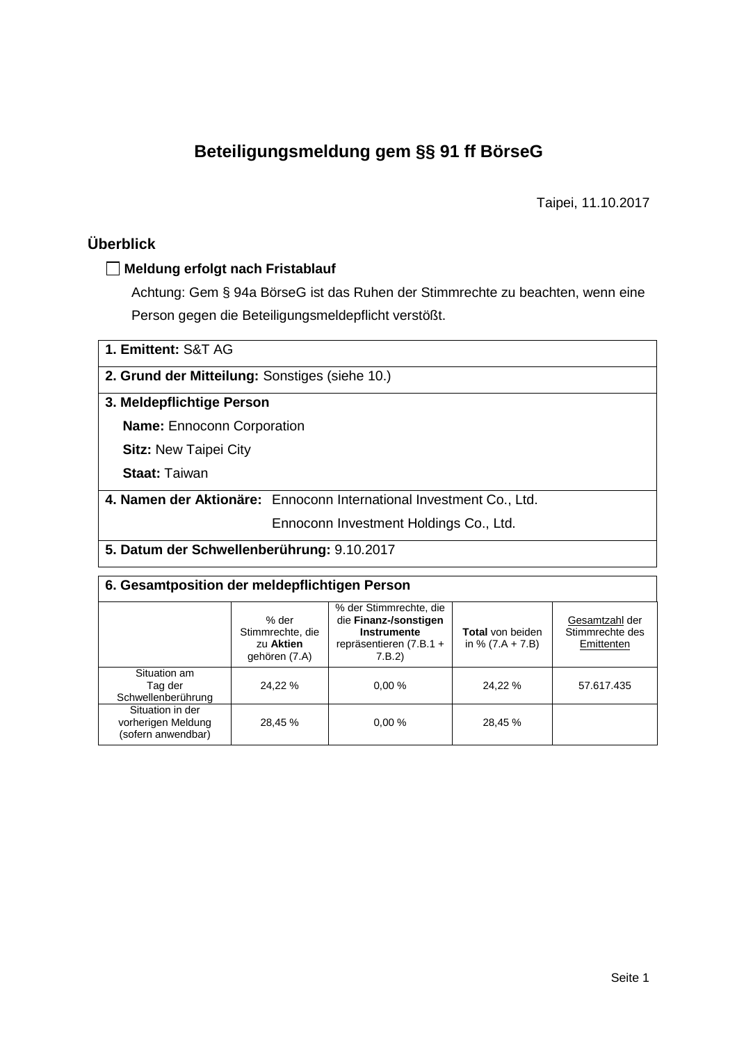# Beteiligungsmeldung gem §§ 91 ff BörseG

Taipei, 11.10.2017

## Überblick

☐ **Meldung erfolgt nach Fristablauf**

Achtung: Gem § 94a BörseG ist das Ruhen der Stimmrechte zu beachten, wenn eine Person gegen die Beteiligungsmeldepflicht verstößt.

**1. Emittent:** S&T AG

**2. Grund der Mitteilung:** Sonstiges (siehe 10.)

**3. Meldepflichtige Person**

**Name:** Ennoconn Corporation

**Sitz:** New Taipei City

**Staat:** Taiwan

**4. Namen der Aktionäre:** Ennoconn International Investment Co., Ltd.
Ennoconn Investment Holdings Co., Ltd.

**5. Datum der Schwellenberührung:** 9.10.2017

**6. Gesamtposition der meldepflichtigen Person**

| | % der Stimmrechte, die zu **Aktien** gehören (7.A) | % der Stimmrechte, die die **Finanz-/sonstigen Instrumente** repräsentieren (7.B.1 + 7.B.2) | **Total** von beiden in % (7.A + 7.B) | Gesamtzahl der Stimmrechte des Emittenten |
|---|---|---|---|---|
| Situation am Tag der Schwellenberührung | 24,22 % | 0,00 % | 24,22 % | 57.617.435 |
| Situation in der vorherigen Meldung (sofern anwendbar) | 28,45 % | 0,00 % | 28,45 % | |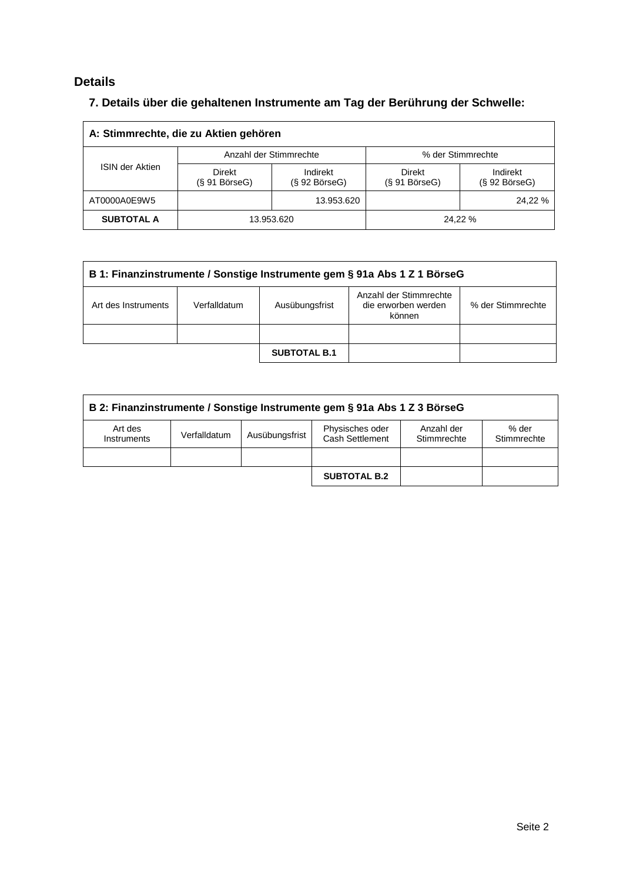## Details

### 7. Details über die gehaltenen Instrumente am Tag der Berührung der Schwelle:

| A: Stimmrechte, die zu Aktien gehören | | | | |
|---|---|---|---|---|
| ISIN der Aktien | Anzahl der Stimmrechte | | % der Stimmrechte | |
| | Direkt (§ 91 BörseG) | Indirekt (§ 92 BörseG) | Direkt (§ 91 BörseG) | Indirekt (§ 92 BörseG) |
| AT0000A0E9W5 | | 13.953.620 | | 24,22 % |
| **SUBTOTAL A** | 13.953.620 | | 24,22 % | |

| B 1: Finanzinstrumente / Sonstige Instrumente gem § 91a Abs 1 Z 1 BörseG | | | | |
|---|---|---|---|---|
| Art des Instruments | Verfalldatum | Ausübungsfrist | Anzahl der Stimmrechte die erworben werden können | % der Stimmrechte |
| | | | | |
| | | **SUBTOTAL B.1** | | |

| B 2: Finanzinstrumente / Sonstige Instrumente gem § 91a Abs 1 Z 3 BörseG | | | | | |
|---|---|---|---|---|---|
| Art des Instruments | Verfalldatum | Ausübungsfrist | Physisches oder Cash Settlement | Anzahl der Stimmrechte | % der Stimmrechte |
| | | | | | |
| | | | **SUBTOTAL B.2** | | |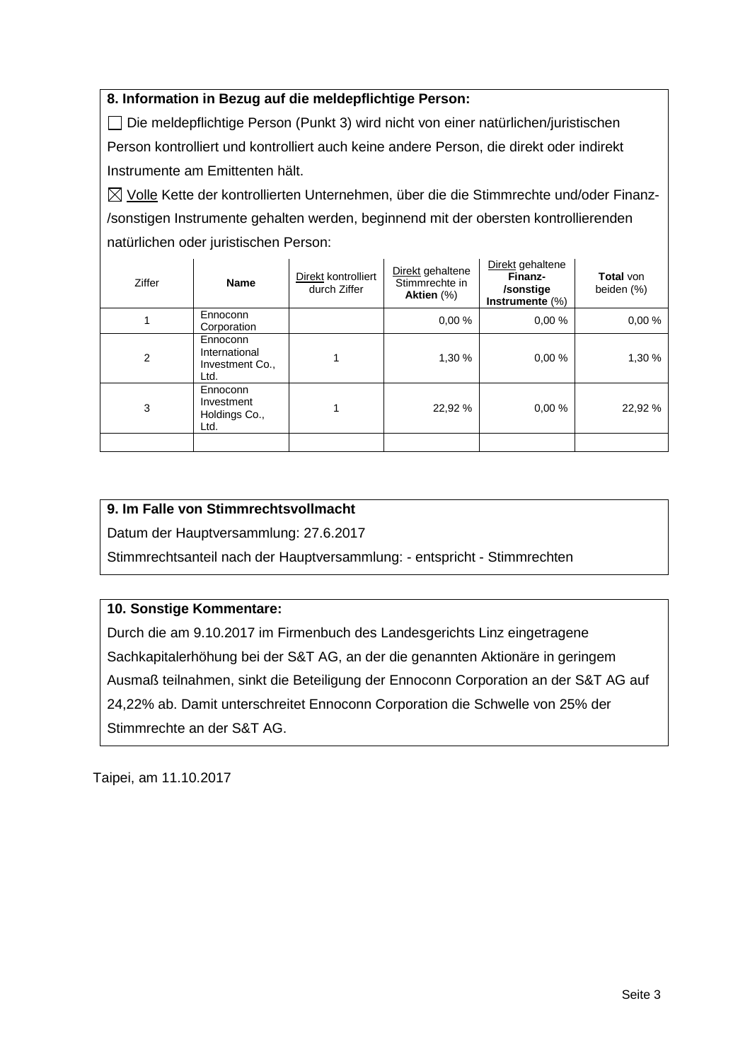### 8. Information in Bezug auf die meldepflichtige Person:

☐ Die meldepflichtige Person (Punkt 3) wird nicht von einer natürlichen/juristischen Person kontrolliert und kontrolliert auch keine andere Person, die direkt oder indirekt Instrumente am Emittenten hält.

☒ Volle Kette der kontrollierten Unternehmen, über die die Stimmrechte und/oder Finanz-/sonstigen Instrumente gehalten werden, beginnend mit der obersten kontrollierenden natürlichen oder juristischen Person:

| Ziffer | Name | Direkt kontrolliert durch Ziffer | Direkt gehaltene Stimmrechte in **Aktien** (%) | Direkt gehaltene **Finanz-/sonstige Instrumente** (%) | **Total** von beiden (%) |
|---|---|---|---|---|---|
| 1 | Ennoconn Corporation | | 0,00 % | 0,00 % | 0,00 % |
| 2 | Ennoconn International Investment Co., Ltd. | 1 | 1,30 % | 0,00 % | 1,30 % |
| 3 | Ennoconn Investment Holdings Co., Ltd. | 1 | 22,92 % | 0,00 % | 22,92 % |
| | | | | | |

### 9. Im Falle von Stimmrechtsvollmacht

Datum der Hauptversammlung: 27.6.2017

Stimmrechtsanteil nach der Hauptversammlung: - entspricht - Stimmrechten

### 10. Sonstige Kommentare:

Durch die am 9.10.2017 im Firmenbuch des Landesgerichts Linz eingetragene Sachkapitalerhöhung bei der S&T AG, an der die genannten Aktionäre in geringem Ausmaß teilnahmen, sinkt die Beteiligung der Ennoconn Corporation an der S&T AG auf 24,22% ab. Damit unterschreitet Ennoconn Corporation die Schwelle von 25% der Stimmrechte an der S&T AG.

Taipei, am 11.10.2017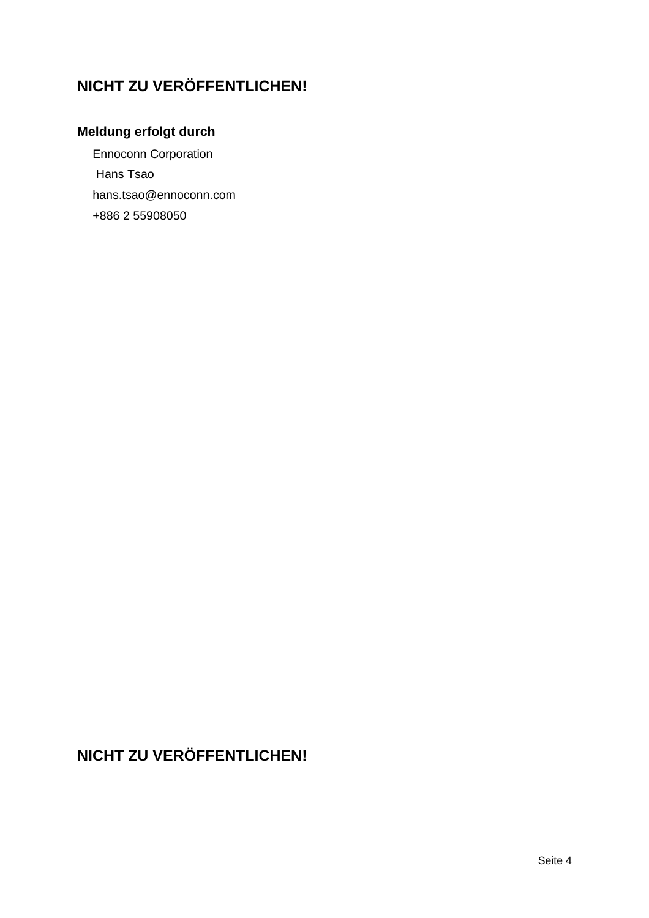**NICHT ZU VERÖFFENTLICHEN!**

**Meldung erfolgt durch**

Ennoconn Corporation
Hans Tsao
hans.tsao@ennoconn.com
+886 2 55908050

**NICHT ZU VERÖFFENTLICHEN!**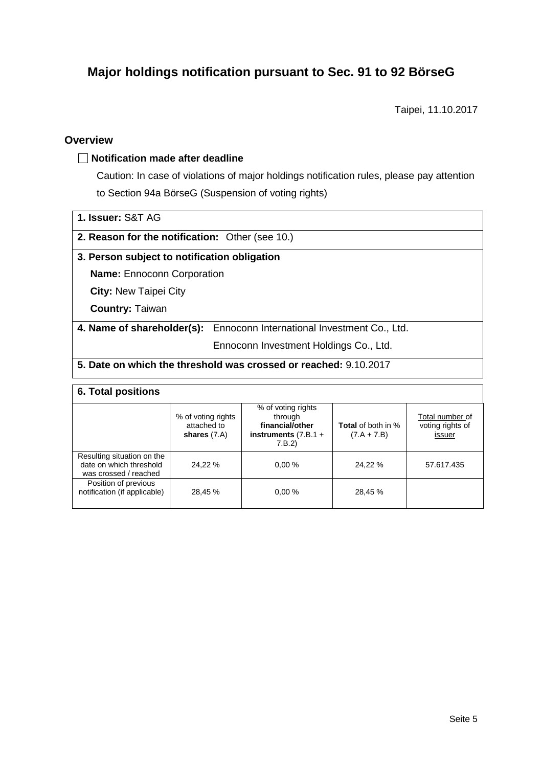# Major holdings notification pursuant to Sec. 91 to 92 BörseG

Taipei, 11.10.2017

## Overview

☐ **Notification made after deadline**

Caution: In case of violations of major holdings notification rules, please pay attention to Section 94a BörseG (Suspension of voting rights)

**1. Issuer:** S&T AG

**2. Reason for the notification:** Other (see 10.)

**3. Person subject to notification obligation**

**Name:** Ennoconn Corporation

**City:** New Taipei City

**Country:** Taiwan

**4. Name of shareholder(s):** Ennoconn International Investment Co., Ltd.

Ennoconn Investment Holdings Co., Ltd.

**5. Date on which the threshold was crossed or reached:** 9.10.2017

**6. Total positions**

| | % of voting rights attached to **shares** (7.A) | % of voting rights through **financial/other instruments** (7.B.1 + 7.B.2) | **Total** of both in % (7.A + 7.B) | Total number of voting rights of issuer |
|---|---|---|---|---|
| Resulting situation on the date on which threshold was crossed / reached | 24,22 % | 0,00 % | 24,22 % | 57.617.435 |
| Position of previous notification (if applicable) | 28,45 % | 0,00 % | 28,45 % | |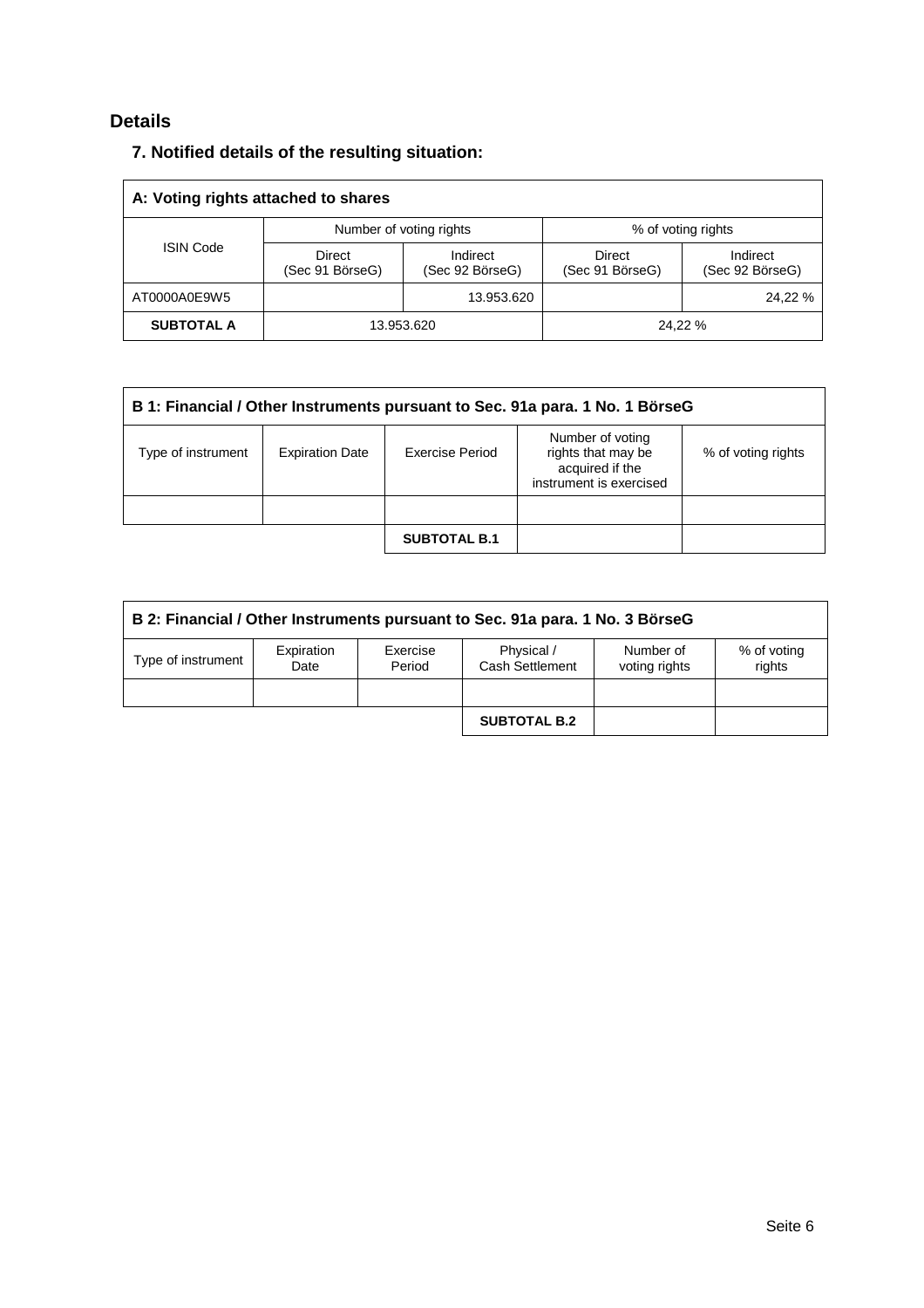## Details

### 7. Notified details of the resulting situation:

| A: Voting rights attached to shares | | | | |
|---|---|---|---|---|
| ISIN Code | Number of voting rights | | % of voting rights | |
| | Direct (Sec 91 BörseG) | Indirect (Sec 92 BörseG) | Direct (Sec 91 BörseG) | Indirect (Sec 92 BörseG) |
| AT0000A0E9W5 | | 13.953.620 | | 24,22 % |
| **SUBTOTAL A** | 13.953.620 | | 24,22 % | |

| B 1: Financial / Other Instruments pursuant to Sec. 91a para. 1 No. 1 BörseG | | | | |
|---|---|---|---|---|
| Type of instrument | Expiration Date | Exercise Period | Number of voting rights that may be acquired if the instrument is exercised | % of voting rights |
| | | | | |
| | | **SUBTOTAL B.1** | | |

| B 2: Financial / Other Instruments pursuant to Sec. 91a para. 1 No. 3 BörseG | | | | | |
|---|---|---|---|---|---|
| Type of instrument | Expiration Date | Exercise Period | Physical / Cash Settlement | Number of voting rights | % of voting rights |
| | | | | | |
| | | | **SUBTOTAL B.2** | | |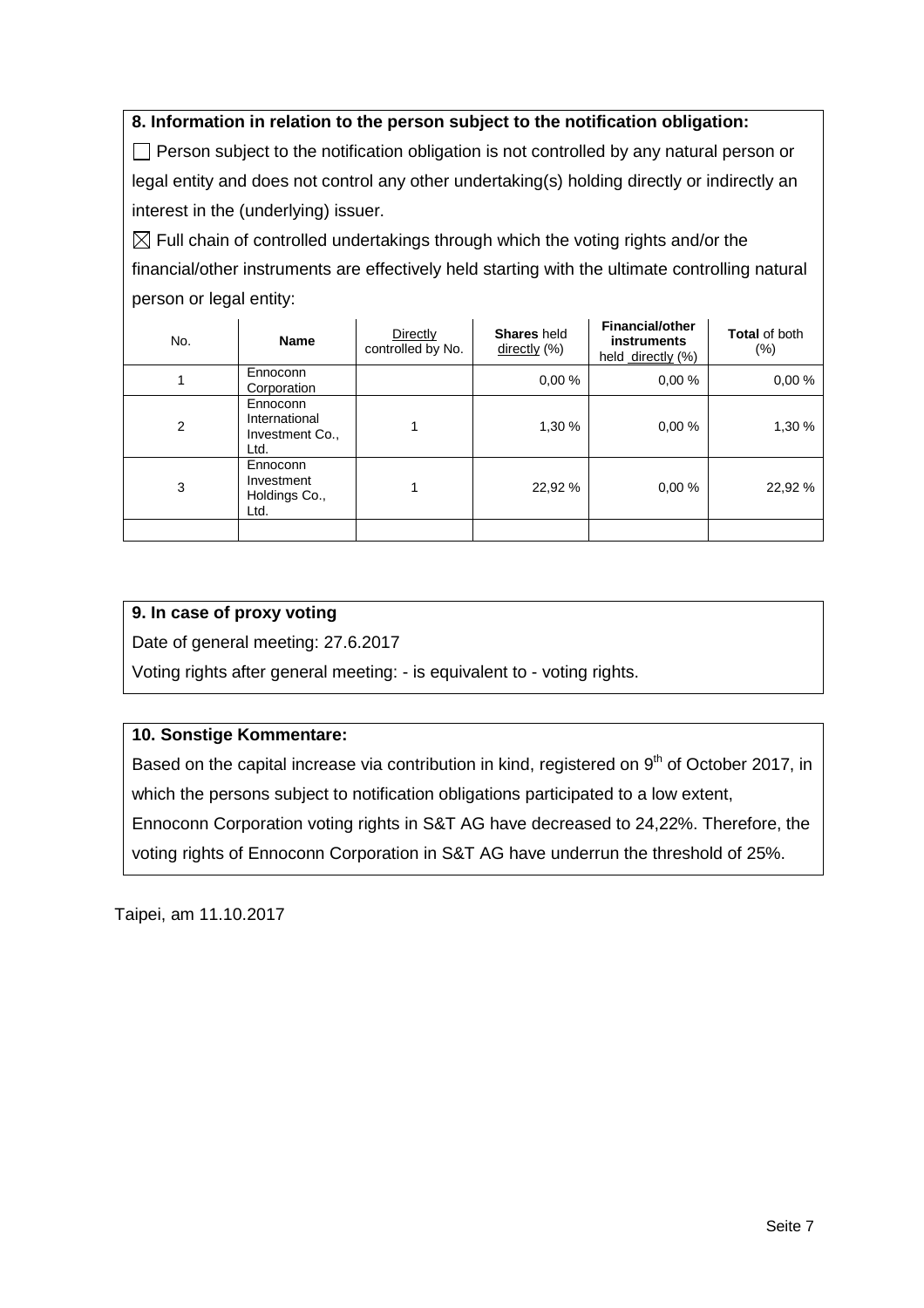**8. Information in relation to the person subject to the notification obligation:**

☐ Person subject to the notification obligation is not controlled by any natural person or legal entity and does not control any other undertaking(s) holding directly or indirectly an interest in the (underlying) issuer.

☒ Full chain of controlled undertakings through which the voting rights and/or the financial/other instruments are effectively held starting with the ultimate controlling natural person or legal entity:

| No. | **Name** | Directly controlled by No. | **Shares** held directly (%) | **Financial/other instruments** held directly (%) | **Total** of both (%) |
|---|---|---|---|---|---|
| 1 | Ennoconn Corporation | | 0,00 % | 0,00 % | 0,00 % |
| 2 | Ennoconn International Investment Co., Ltd. | 1 | 1,30 % | 0,00 % | 1,30 % |
| 3 | Ennoconn Investment Holdings Co., Ltd. | 1 | 22,92 % | 0,00 % | 22,92 % |
| | | | | | |

**9. In case of proxy voting**

Date of general meeting: 27.6.2017

Voting rights after general meeting: - is equivalent to - voting rights.

**10. Sonstige Kommentare:**

Based on the capital increase via contribution in kind, registered on 9th of October 2017, in which the persons subject to notification obligations participated to a low extent, Ennoconn Corporation voting rights in S&T AG have decreased to 24,22%. Therefore, the voting rights of Ennoconn Corporation in S&T AG have underrun the threshold of 25%.

Taipei, am 11.10.2017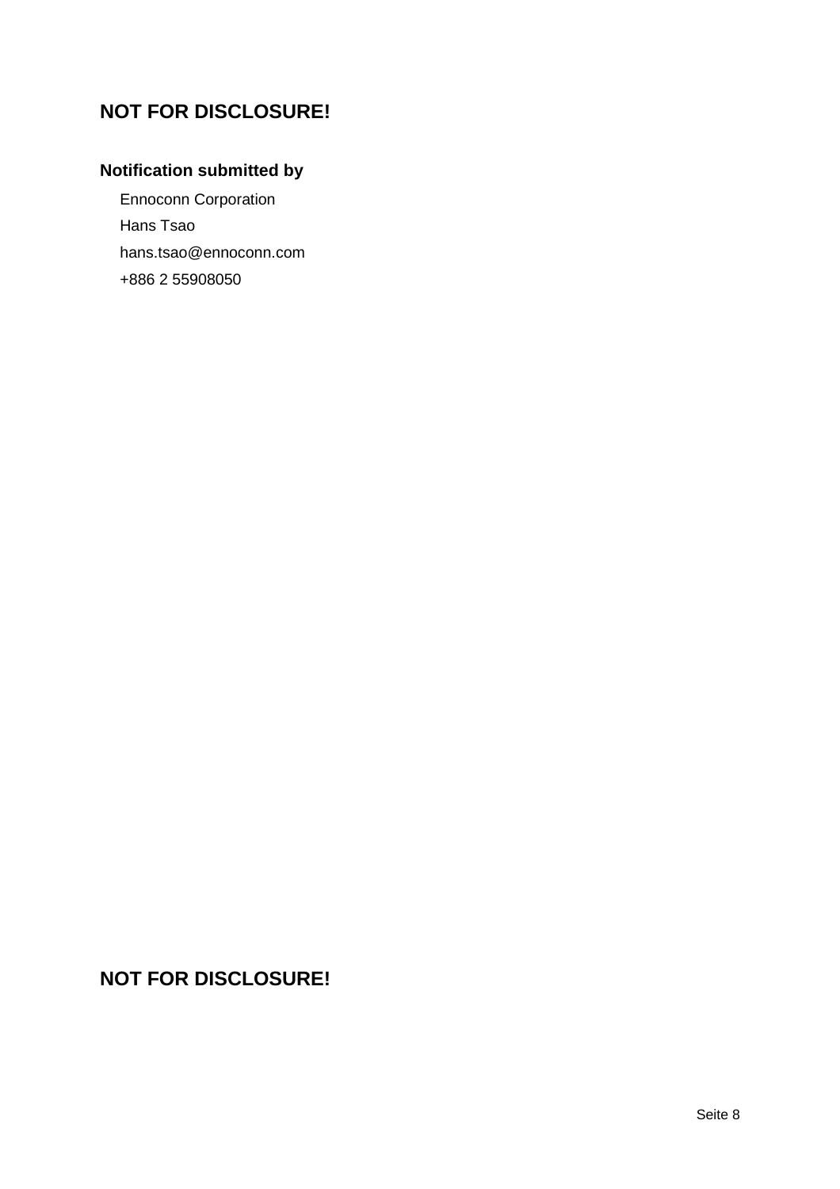**NOT FOR DISCLOSURE!**

**Notification submitted by**

Ennoconn Corporation
Hans Tsao
hans.tsao@ennoconn.com
+886 2 55908050

**NOT FOR DISCLOSURE!**